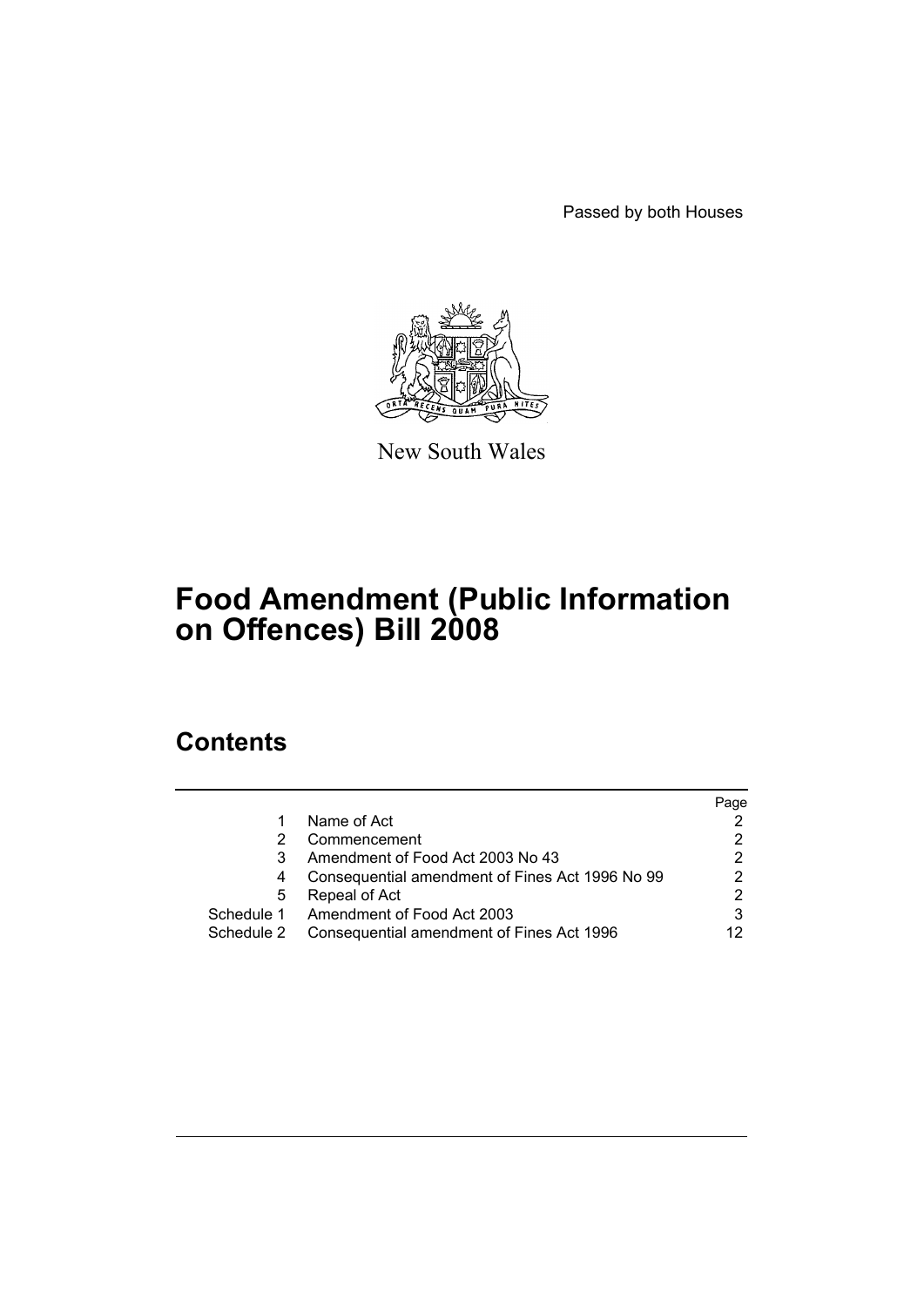Passed by both Houses

New South Wales

# Food Amendment (Public Information on Offences) Bill 2008

## Contents

| | | Page |
|---|---|---|
| 1 | Name of Act | 2 |
| 2 | Commencement | 2 |
| 3 | Amendment of Food Act 2003 No 43 | 2 |
| 4 | Consequential amendment of Fines Act 1996 No 99 | 2 |
| 5 | Repeal of Act | 2 |
| Schedule 1 | Amendment of Food Act 2003 | 3 |
| Schedule 2 | Consequential amendment of Fines Act 1996 | 12 |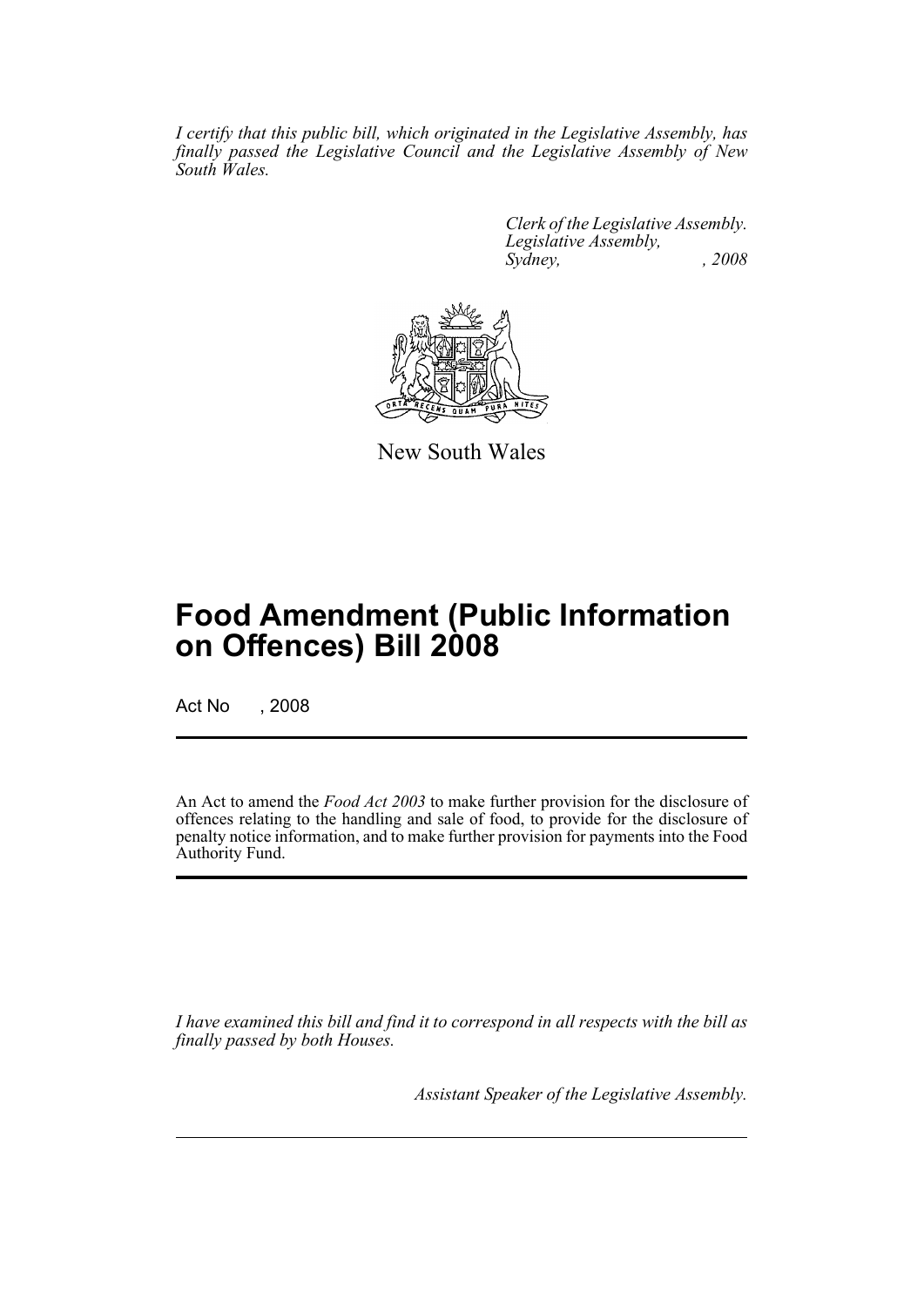*I certify that this public bill, which originated in the Legislative Assembly, has finally passed the Legislative Council and the Legislative Assembly of New South Wales.*

*Clerk of the Legislative Assembly.*
*Legislative Assembly,*
*Sydney, , 2008*

New South Wales

# Food Amendment (Public Information on Offences) Bill 2008

Act No , 2008

An Act to amend the *Food Act 2003* to make further provision for the disclosure of offences relating to the handling and sale of food, to provide for the disclosure of penalty notice information, and to make further provision for payments into the Food Authority Fund.

*I have examined this bill and find it to correspond in all respects with the bill as finally passed by both Houses.*

*Assistant Speaker of the Legislative Assembly.*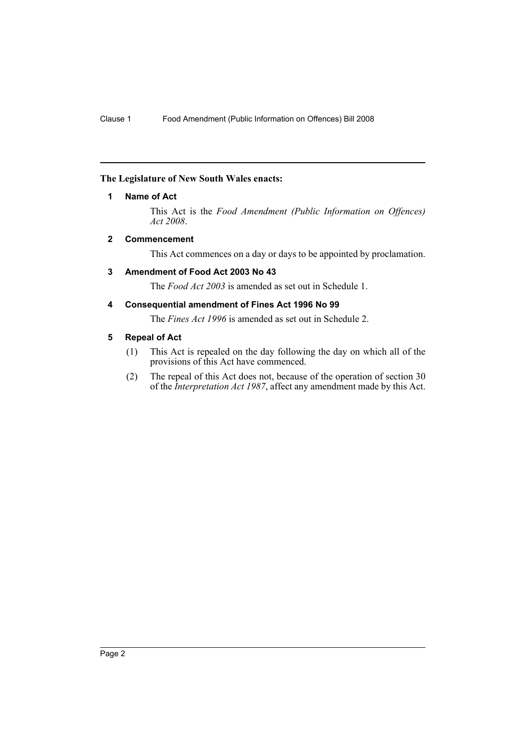**The Legislature of New South Wales enacts:**

### 1 Name of Act

This Act is the *Food Amendment (Public Information on Offences) Act 2008*.

### 2 Commencement

This Act commences on a day or days to be appointed by proclamation.

### 3 Amendment of Food Act 2003 No 43

The *Food Act 2003* is amended as set out in Schedule 1.

### 4 Consequential amendment of Fines Act 1996 No 99

The *Fines Act 1996* is amended as set out in Schedule 2.

### 5 Repeal of Act

(1) This Act is repealed on the day following the day on which all of the provisions of this Act have commenced.

(2) The repeal of this Act does not, because of the operation of section 30 of the *Interpretation Act 1987*, affect any amendment made by this Act.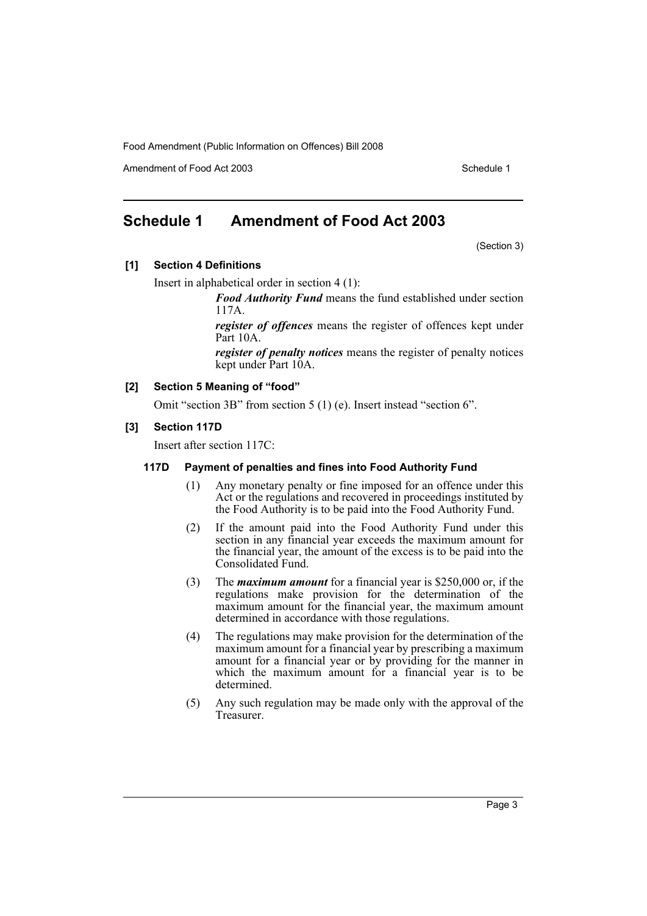# Schedule 1 Amendment of Food Act 2003

(Section 3)

### [1] Section 4 Definitions

Insert in alphabetical order in section 4 (1):

> ***Food Authority Fund*** means the fund established under section 117A.
>
> ***register of offences*** means the register of offences kept under Part 10A.
>
> ***register of penalty notices*** means the register of penalty notices kept under Part 10A.

### [2] Section 5 Meaning of "food"

Omit "section 3B" from section 5 (1) (e). Insert instead "section 6".

### [3] Section 117D

Insert after section 117C:

#### 117D Payment of penalties and fines into Food Authority Fund

(1) Any monetary penalty or fine imposed for an offence under this Act or the regulations and recovered in proceedings instituted by the Food Authority is to be paid into the Food Authority Fund.

(2) If the amount paid into the Food Authority Fund under this section in any financial year exceeds the maximum amount for the financial year, the amount of the excess is to be paid into the Consolidated Fund.

(3) The ***maximum amount*** for a financial year is $250,000 or, if the regulations make provision for the determination of the maximum amount for the financial year, the maximum amount determined in accordance with those regulations.

(4) The regulations may make provision for the determination of the maximum amount for a financial year by prescribing a maximum amount for a financial year or by providing for the manner in which the maximum amount for a financial year is to be determined.

(5) Any such regulation may be made only with the approval of the Treasurer.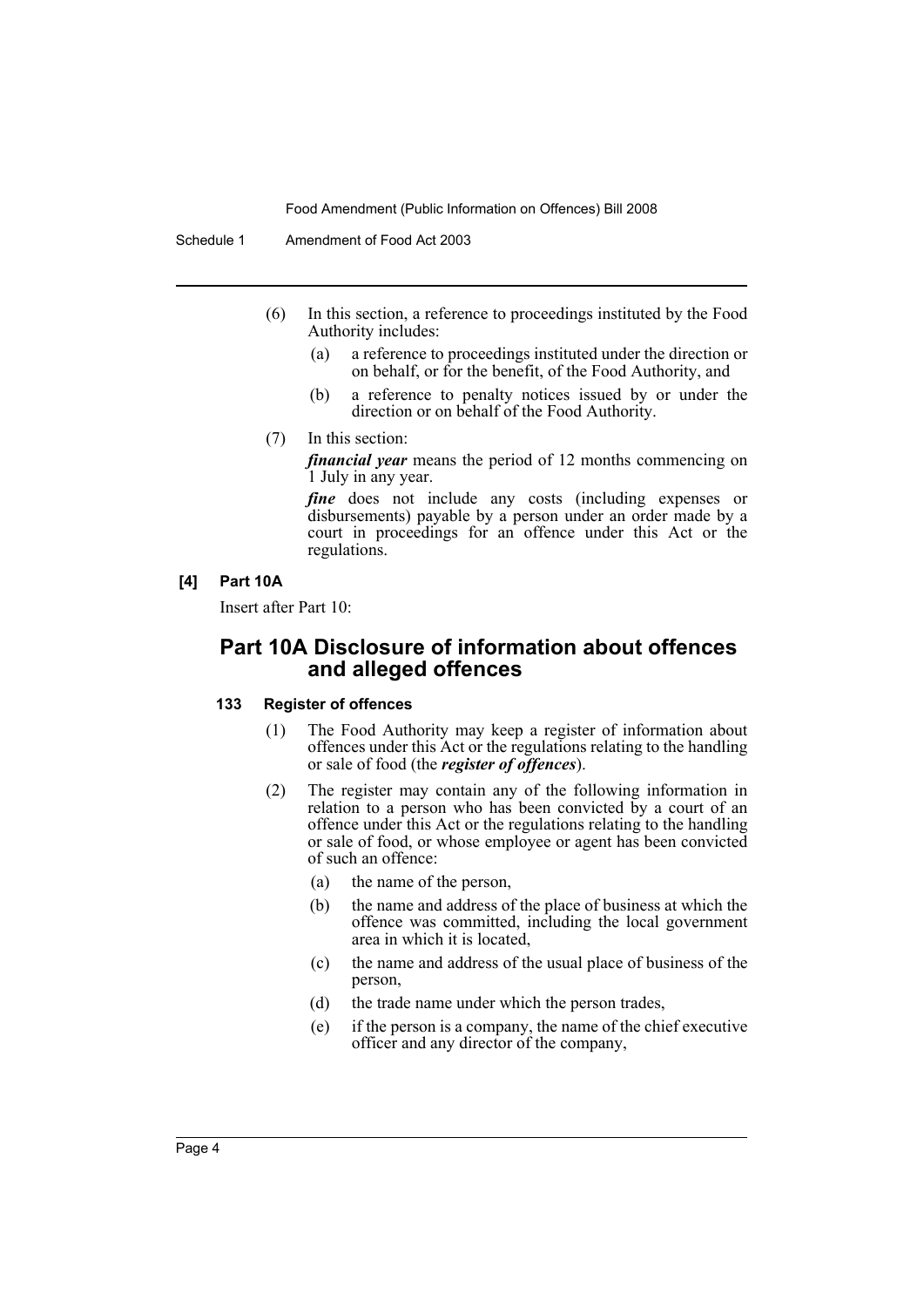(6) In this section, a reference to proceedings instituted by the Food Authority includes:

(a) a reference to proceedings instituted under the direction or on behalf, or for the benefit, of the Food Authority, and

(b) a reference to penalty notices issued by or under the direction or on behalf of the Food Authority.

(7) In this section:

***financial year*** means the period of 12 months commencing on 1 July in any year.

***fine*** does not include any costs (including expenses or disbursements) payable by a person under an order made by a court in proceedings for an offence under this Act or the regulations.

**[4] Part 10A**

Insert after Part 10:

## Part 10A Disclosure of information about offences and alleged offences

### 133 Register of offences

(1) The Food Authority may keep a register of information about offences under this Act or the regulations relating to the handling or sale of food (the ***register of offences***).

(2) The register may contain any of the following information in relation to a person who has been convicted by a court of an offence under this Act or the regulations relating to the handling or sale of food, or whose employee or agent has been convicted of such an offence:

(a) the name of the person,

(b) the name and address of the place of business at which the offence was committed, including the local government area in which it is located,

(c) the name and address of the usual place of business of the person,

(d) the trade name under which the person trades,

(e) if the person is a company, the name of the chief executive officer and any director of the company,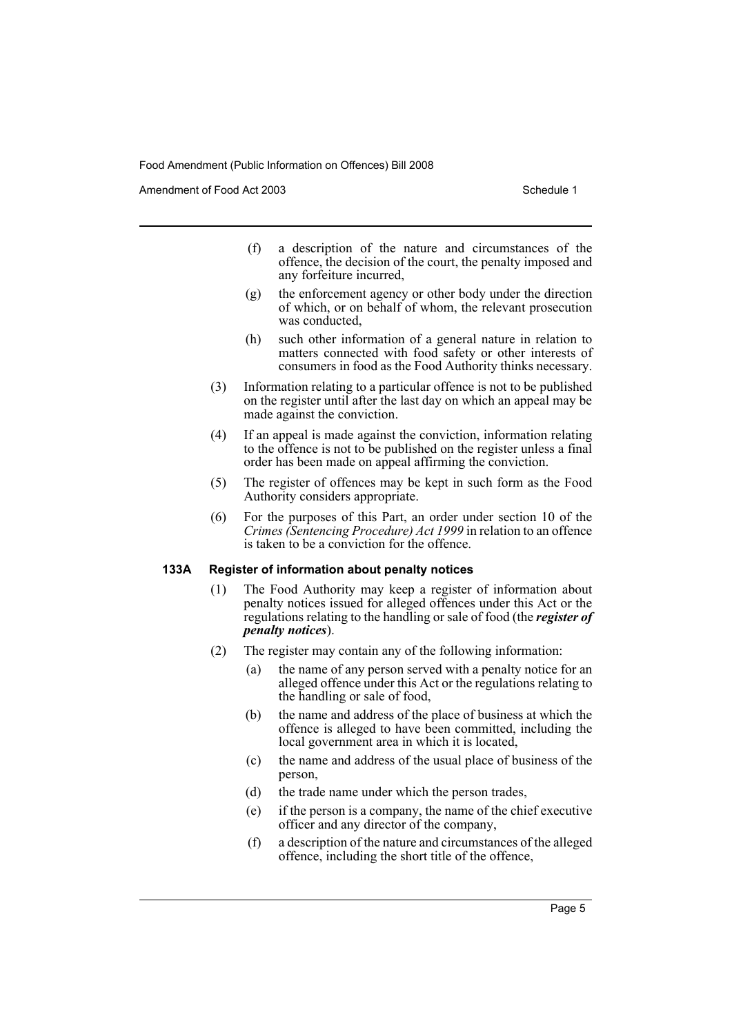(f) a description of the nature and circumstances of the offence, the decision of the court, the penalty imposed and any forfeiture incurred,

(g) the enforcement agency or other body under the direction of which, or on behalf of whom, the relevant prosecution was conducted,

(h) such other information of a general nature in relation to matters connected with food safety or other interests of consumers in food as the Food Authority thinks necessary.

(3) Information relating to a particular offence is not to be published on the register until after the last day on which an appeal may be made against the conviction.

(4) If an appeal is made against the conviction, information relating to the offence is not to be published on the register unless a final order has been made on appeal affirming the conviction.

(5) The register of offences may be kept in such form as the Food Authority considers appropriate.

(6) For the purposes of this Part, an order under section 10 of the *Crimes (Sentencing Procedure) Act 1999* in relation to an offence is taken to be a conviction for the offence.

**133A Register of information about penalty notices**

(1) The Food Authority may keep a register of information about penalty notices issued for alleged offences under this Act or the regulations relating to the handling or sale of food (the ***register of penalty notices***).

(2) The register may contain any of the following information:

(a) the name of any person served with a penalty notice for an alleged offence under this Act or the regulations relating to the handling or sale of food,

(b) the name and address of the place of business at which the offence is alleged to have been committed, including the local government area in which it is located,

(c) the name and address of the usual place of business of the person,

(d) the trade name under which the person trades,

(e) if the person is a company, the name of the chief executive officer and any director of the company,

(f) a description of the nature and circumstances of the alleged offence, including the short title of the offence,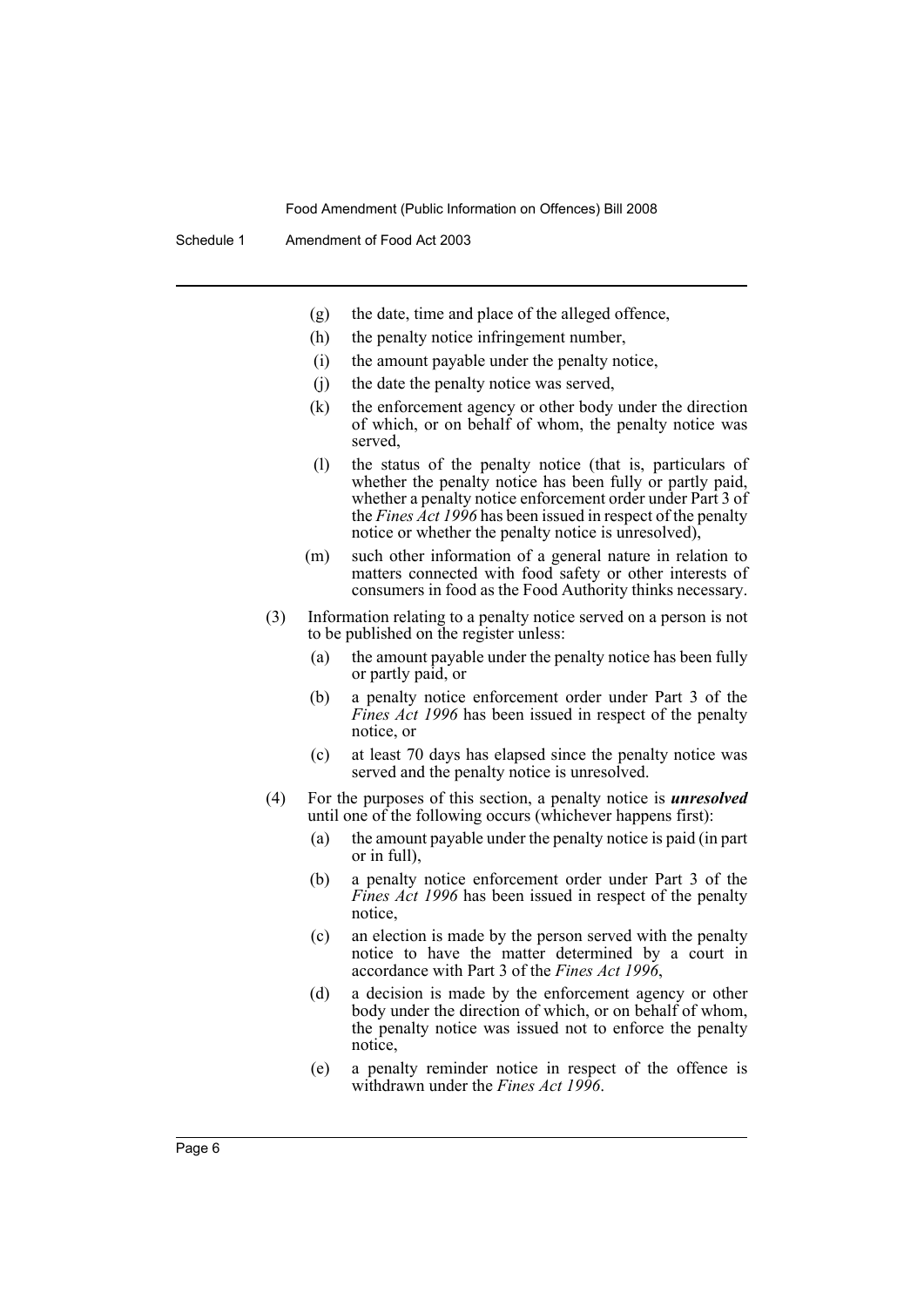(g) the date, time and place of the alleged offence,

(h) the penalty notice infringement number,

(i) the amount payable under the penalty notice,

(j) the date the penalty notice was served,

(k) the enforcement agency or other body under the direction of which, or on behalf of whom, the penalty notice was served,

(l) the status of the penalty notice (that is, particulars of whether the penalty notice has been fully or partly paid, whether a penalty notice enforcement order under Part 3 of the *Fines Act 1996* has been issued in respect of the penalty notice or whether the penalty notice is unresolved),

(m) such other information of a general nature in relation to matters connected with food safety or other interests of consumers in food as the Food Authority thinks necessary.

(3) Information relating to a penalty notice served on a person is not to be published on the register unless:

(a) the amount payable under the penalty notice has been fully or partly paid, or

(b) a penalty notice enforcement order under Part 3 of the *Fines Act 1996* has been issued in respect of the penalty notice, or

(c) at least 70 days has elapsed since the penalty notice was served and the penalty notice is unresolved.

(4) For the purposes of this section, a penalty notice is ***unresolved*** until one of the following occurs (whichever happens first):

(a) the amount payable under the penalty notice is paid (in part or in full),

(b) a penalty notice enforcement order under Part 3 of the *Fines Act 1996* has been issued in respect of the penalty notice,

(c) an election is made by the person served with the penalty notice to have the matter determined by a court in accordance with Part 3 of the *Fines Act 1996*,

(d) a decision is made by the enforcement agency or other body under the direction of which, or on behalf of whom, the penalty notice was issued not to enforce the penalty notice,

(e) a penalty reminder notice in respect of the offence is withdrawn under the *Fines Act 1996*.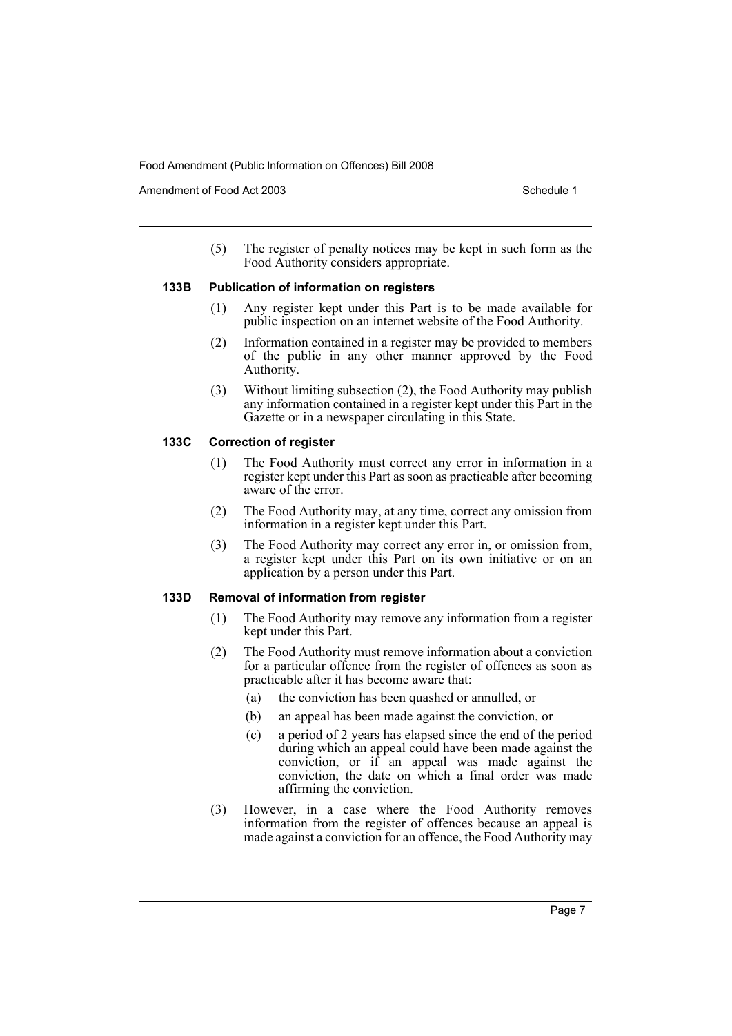(5) The register of penalty notices may be kept in such form as the Food Authority considers appropriate.

#### 133B Publication of information on registers

(1) Any register kept under this Part is to be made available for public inspection on an internet website of the Food Authority.

(2) Information contained in a register may be provided to members of the public in any other manner approved by the Food Authority.

(3) Without limiting subsection (2), the Food Authority may publish any information contained in a register kept under this Part in the Gazette or in a newspaper circulating in this State.

#### 133C Correction of register

(1) The Food Authority must correct any error in information in a register kept under this Part as soon as practicable after becoming aware of the error.

(2) The Food Authority may, at any time, correct any omission from information in a register kept under this Part.

(3) The Food Authority may correct any error in, or omission from, a register kept under this Part on its own initiative or on an application by a person under this Part.

#### 133D Removal of information from register

(1) The Food Authority may remove any information from a register kept under this Part.

(2) The Food Authority must remove information about a conviction for a particular offence from the register of offences as soon as practicable after it has become aware that:

   (a) the conviction has been quashed or annulled, or

   (b) an appeal has been made against the conviction, or

   (c) a period of 2 years has elapsed since the end of the period during which an appeal could have been made against the conviction, or if an appeal was made against the conviction, the date on which a final order was made affirming the conviction.

(3) However, in a case where the Food Authority removes information from the register of offences because an appeal is made against a conviction for an offence, the Food Authority may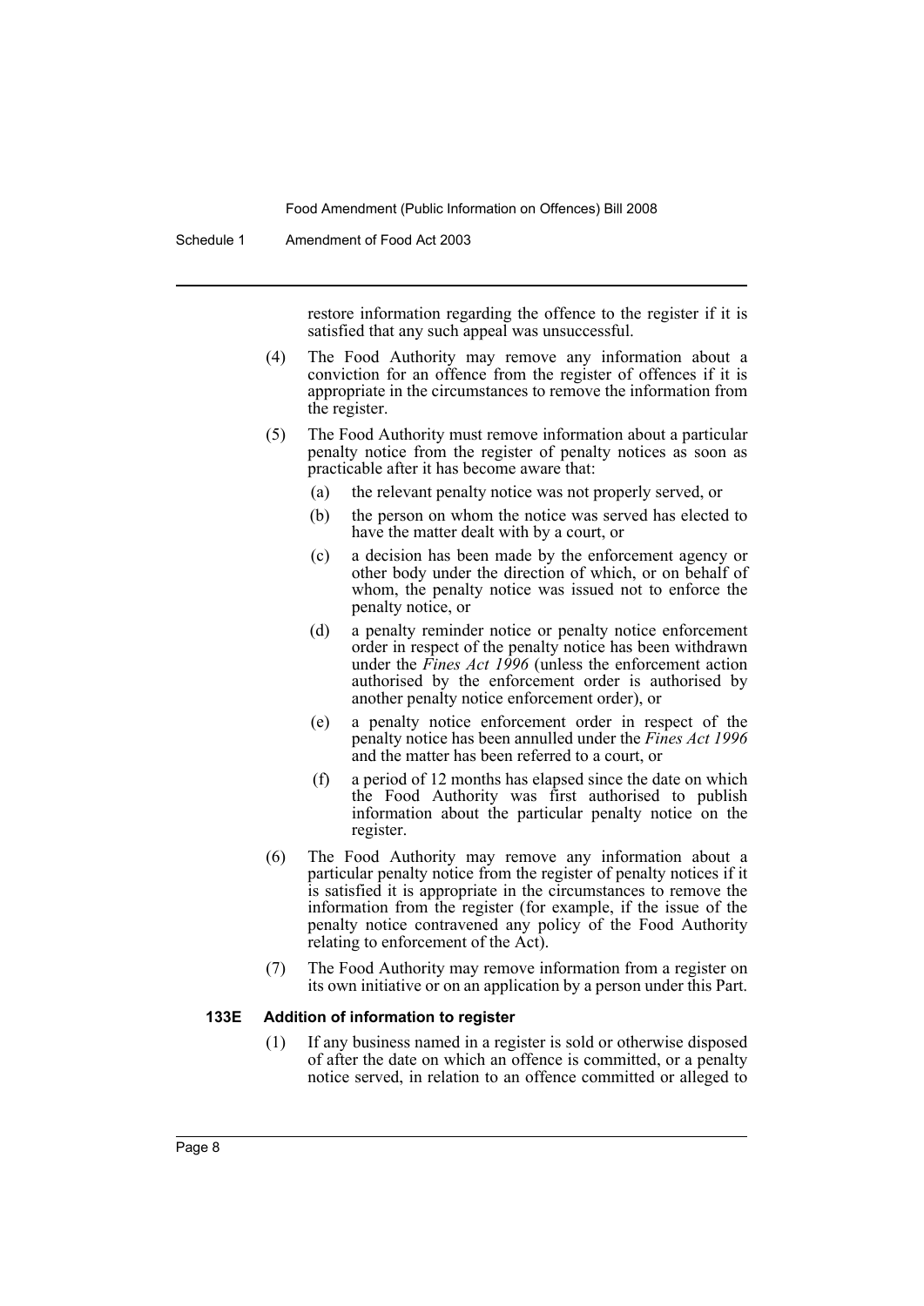restore information regarding the offence to the register if it is satisfied that any such appeal was unsuccessful.

(4) The Food Authority may remove any information about a conviction for an offence from the register of offences if it is appropriate in the circumstances to remove the information from the register.

(5) The Food Authority must remove information about a particular penalty notice from the register of penalty notices as soon as practicable after it has become aware that:

(a) the relevant penalty notice was not properly served, or

(b) the person on whom the notice was served has elected to have the matter dealt with by a court, or

(c) a decision has been made by the enforcement agency or other body under the direction of which, or on behalf of whom, the penalty notice was issued not to enforce the penalty notice, or

(d) a penalty reminder notice or penalty notice enforcement order in respect of the penalty notice has been withdrawn under the *Fines Act 1996* (unless the enforcement action authorised by the enforcement order is authorised by another penalty notice enforcement order), or

(e) a penalty notice enforcement order in respect of the penalty notice has been annulled under the *Fines Act 1996* and the matter has been referred to a court, or

(f) a period of 12 months has elapsed since the date on which the Food Authority was first authorised to publish information about the particular penalty notice on the register.

(6) The Food Authority may remove any information about a particular penalty notice from the register of penalty notices if it is satisfied it is appropriate in the circumstances to remove the information from the register (for example, if the issue of the penalty notice contravened any policy of the Food Authority relating to enforcement of the Act).

(7) The Food Authority may remove information from a register on its own initiative or on an application by a person under this Part.

#### 133E Addition of information to register

(1) If any business named in a register is sold or otherwise disposed of after the date on which an offence is committed, or a penalty notice served, in relation to an offence committed or alleged to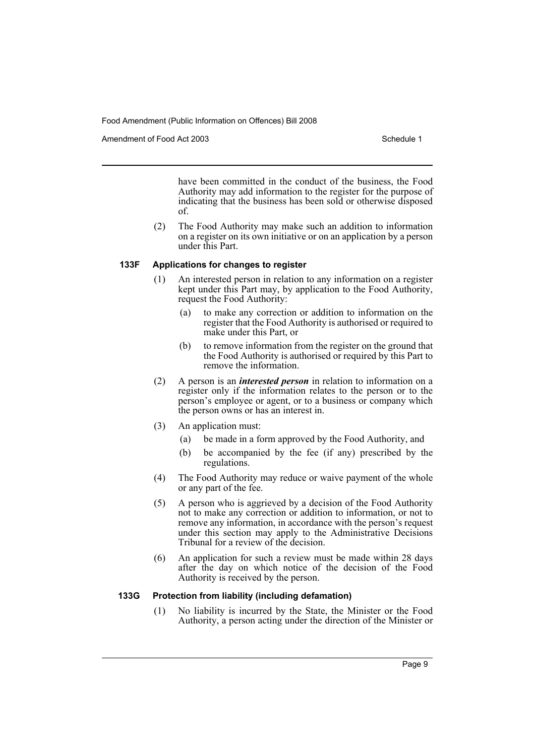have been committed in the conduct of the business, the Food Authority may add information to the register for the purpose of indicating that the business has been sold or otherwise disposed of.

(2) The Food Authority may make such an addition to information on a register on its own initiative or on an application by a person under this Part.

### 133F Applications for changes to register

(1) An interested person in relation to any information on a register kept under this Part may, by application to the Food Authority, request the Food Authority:

(a) to make any correction or addition to information on the register that the Food Authority is authorised or required to make under this Part, or

(b) to remove information from the register on the ground that the Food Authority is authorised or required by this Part to remove the information.

(2) A person is an ***interested person*** in relation to information on a register only if the information relates to the person or to the person's employee or agent, or to a business or company which the person owns or has an interest in.

(3) An application must:

(a) be made in a form approved by the Food Authority, and

(b) be accompanied by the fee (if any) prescribed by the regulations.

(4) The Food Authority may reduce or waive payment of the whole or any part of the fee.

(5) A person who is aggrieved by a decision of the Food Authority not to make any correction or addition to information, or not to remove any information, in accordance with the person's request under this section may apply to the Administrative Decisions Tribunal for a review of the decision.

(6) An application for such a review must be made within 28 days after the day on which notice of the decision of the Food Authority is received by the person.

### 133G Protection from liability (including defamation)

(1) No liability is incurred by the State, the Minister or the Food Authority, a person acting under the direction of the Minister or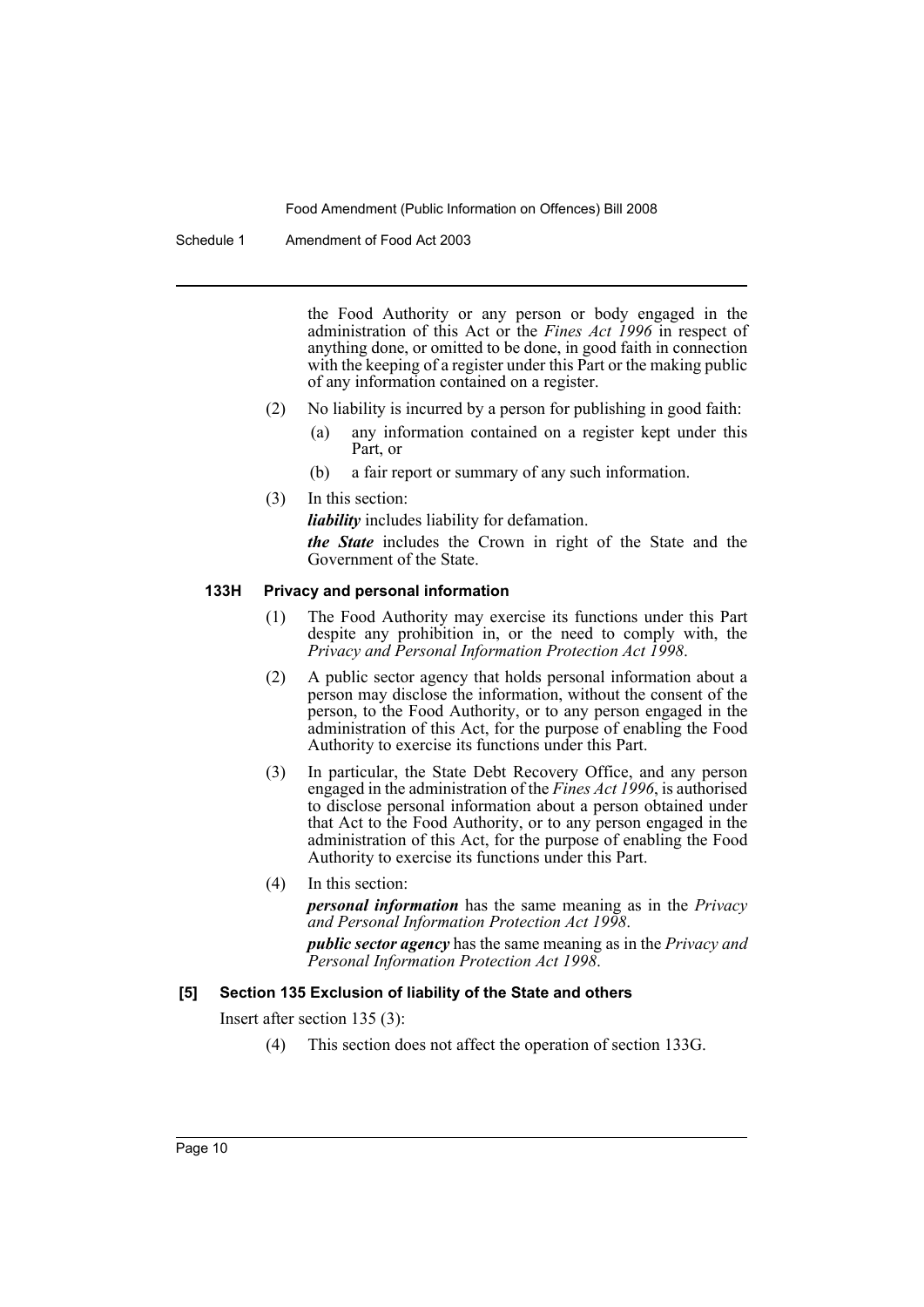the Food Authority or any person or body engaged in the administration of this Act or the *Fines Act 1996* in respect of anything done, or omitted to be done, in good faith in connection with the keeping of a register under this Part or the making public of any information contained on a register.

(2) No liability is incurred by a person for publishing in good faith:

(a) any information contained on a register kept under this Part, or

(b) a fair report or summary of any such information.

(3) In this section:

***liability*** includes liability for defamation.

***the State*** includes the Crown in right of the State and the Government of the State.

#### 133H Privacy and personal information

(1) The Food Authority may exercise its functions under this Part despite any prohibition in, or the need to comply with, the *Privacy and Personal Information Protection Act 1998*.

(2) A public sector agency that holds personal information about a person may disclose the information, without the consent of the person, to the Food Authority, or to any person engaged in the administration of this Act, for the purpose of enabling the Food Authority to exercise its functions under this Part.

(3) In particular, the State Debt Recovery Office, and any person engaged in the administration of the *Fines Act 1996*, is authorised to disclose personal information about a person obtained under that Act to the Food Authority, or to any person engaged in the administration of this Act, for the purpose of enabling the Food Authority to exercise its functions under this Part.

(4) In this section:

***personal information*** has the same meaning as in the *Privacy and Personal Information Protection Act 1998*.

***public sector agency*** has the same meaning as in the *Privacy and Personal Information Protection Act 1998*.

### [5] Section 135 Exclusion of liability of the State and others

Insert after section 135 (3):

(4) This section does not affect the operation of section 133G.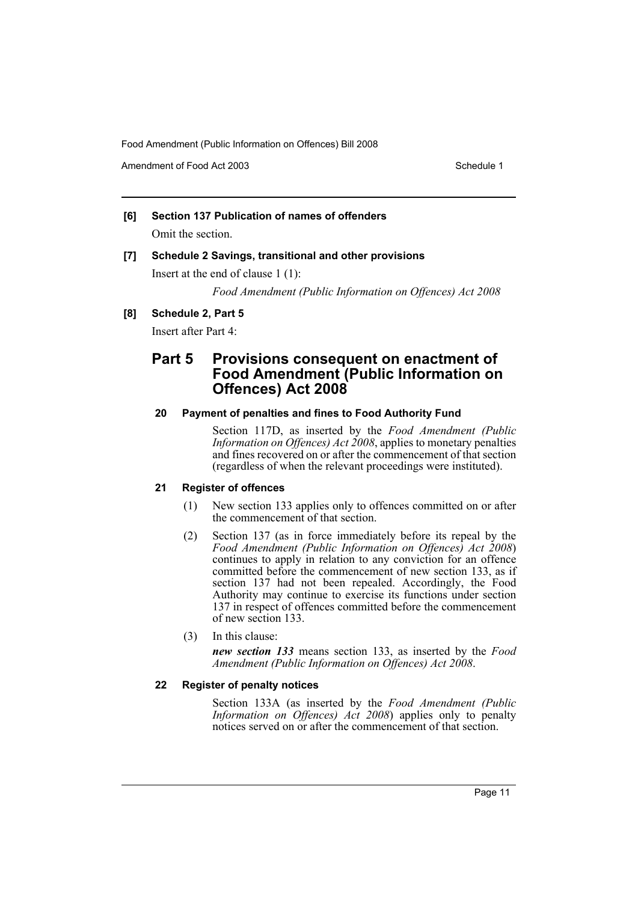**[6] Section 137 Publication of names of offenders**

Omit the section.

**[7] Schedule 2 Savings, transitional and other provisions**

Insert at the end of clause 1 (1):

*Food Amendment (Public Information on Offences) Act 2008*

**[8] Schedule 2, Part 5**

Insert after Part 4:

## Part 5 Provisions consequent on enactment of Food Amendment (Public Information on Offences) Act 2008

#### 20 Payment of penalties and fines to Food Authority Fund

Section 117D, as inserted by the *Food Amendment (Public Information on Offences) Act 2008*, applies to monetary penalties and fines recovered on or after the commencement of that section (regardless of when the relevant proceedings were instituted).

#### 21 Register of offences

(1) New section 133 applies only to offences committed on or after the commencement of that section.

(2) Section 137 (as in force immediately before its repeal by the *Food Amendment (Public Information on Offences) Act 2008*) continues to apply in relation to any conviction for an offence committed before the commencement of new section 133, as if section 137 had not been repealed. Accordingly, the Food Authority may continue to exercise its functions under section 137 in respect of offences committed before the commencement of new section 133.

(3) In this clause:

***new section 133*** means section 133, as inserted by the *Food Amendment (Public Information on Offences) Act 2008*.

#### 22 Register of penalty notices

Section 133A (as inserted by the *Food Amendment (Public Information on Offences) Act 2008*) applies only to penalty notices served on or after the commencement of that section.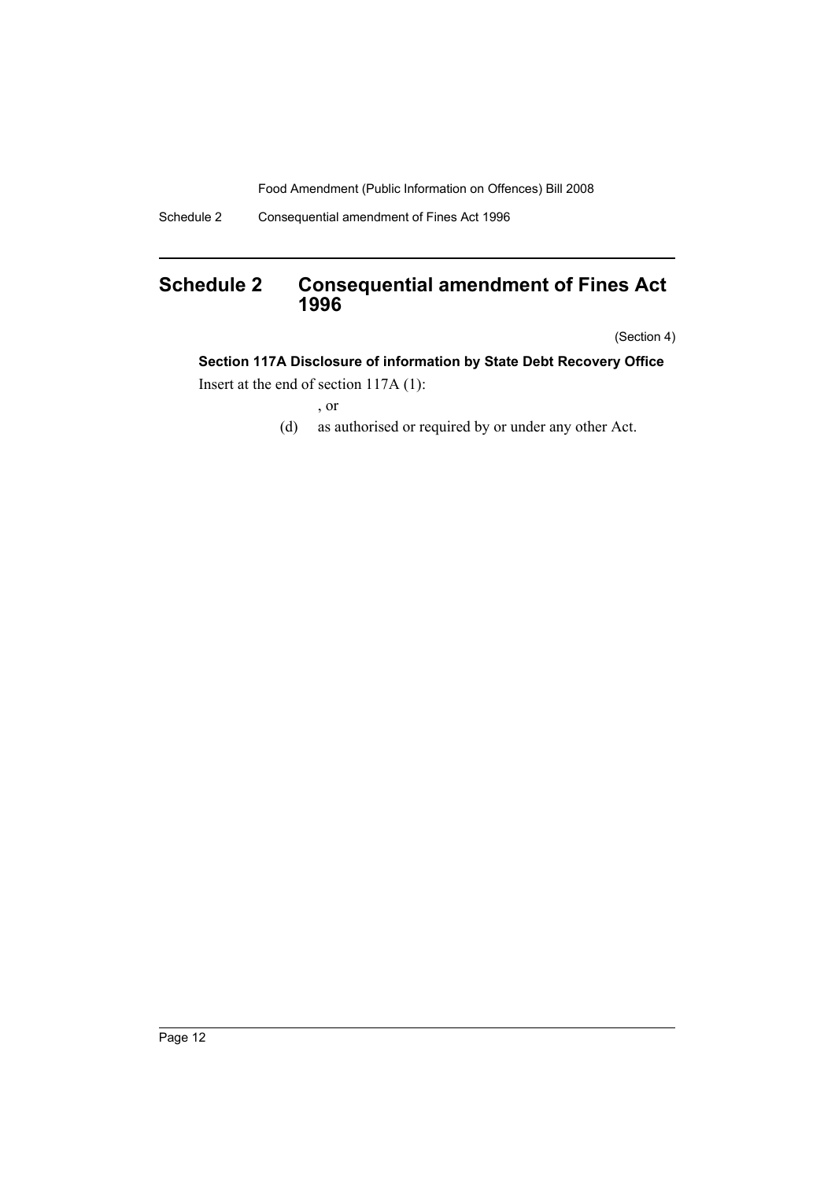## Schedule 2 Consequential amendment of Fines Act 1996

(Section 4)

**Section 117A Disclosure of information by State Debt Recovery Office**

Insert at the end of section 117A (1):

, or

(d) as authorised or required by or under any other Act.